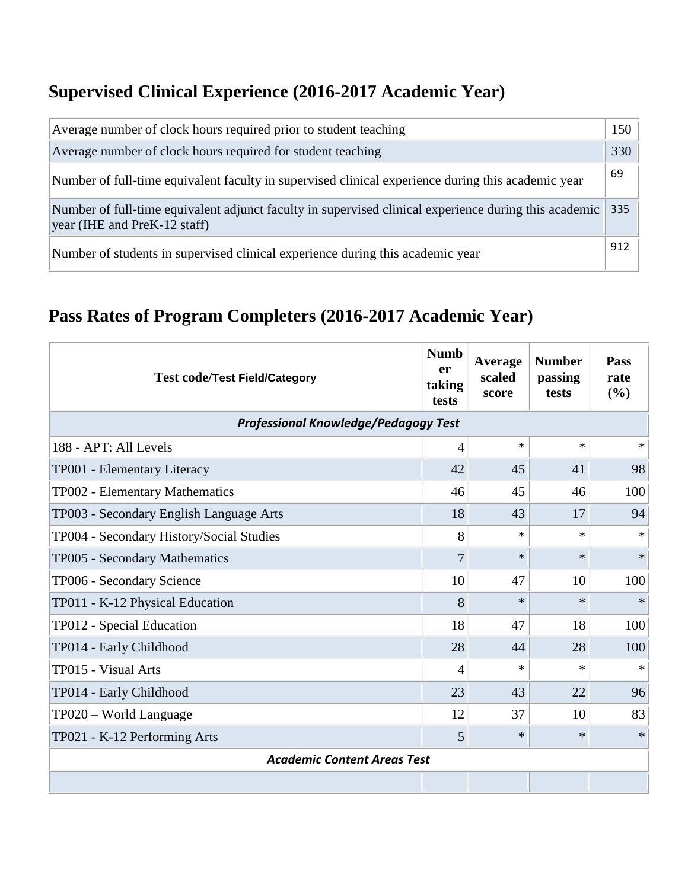## Supervised Clinical Experience (2016-2017 Academic Year)

| | |
|---|---|
| Average number of clock hours required prior to student teaching | 150 |
| Average number of clock hours required for student teaching | 330 |
| Number of full-time equivalent faculty in supervised clinical experience during this academic year | 69 |
| Number of full-time equivalent adjunct faculty in supervised clinical experience during this academic year (IHE and PreK-12 staff) | 335 |
| Number of students in supervised clinical experience during this academic year | 912 |

## Pass Rates of Program Completers (2016-2017 Academic Year)

| Test code/Test Field/Category | Number taking tests | Average scaled score | Number passing tests | Pass rate (%) |
|---|---|---|---|---|
| ***Professional Knowledge/Pedagogy Test*** | | | | |
| 188 - APT: All Levels | 4 | * | * | * |
| TP001 - Elementary Literacy | 42 | 45 | 41 | 98 |
| TP002 - Elementary Mathematics | 46 | 45 | 46 | 100 |
| TP003 - Secondary English Language Arts | 18 | 43 | 17 | 94 |
| TP004 - Secondary History/Social Studies | 8 | * | * | * |
| TP005 - Secondary Mathematics | 7 | * | * | * |
| TP006 - Secondary Science | 10 | 47 | 10 | 100 |
| TP011 - K-12 Physical Education | 8 | * | * | * |
| TP012 - Special Education | 18 | 47 | 18 | 100 |
| TP014 - Early Childhood | 28 | 44 | 28 | 100 |
| TP015 - Visual Arts | 4 | * | * | * |
| TP014 - Early Childhood | 23 | 43 | 22 | 96 |
| TP020 – World Language | 12 | 37 | 10 | 83 |
| TP021 - K-12 Performing Arts | 5 | * | * | * |
| ***Academic Content Areas Test*** | | | | |
| | | | | |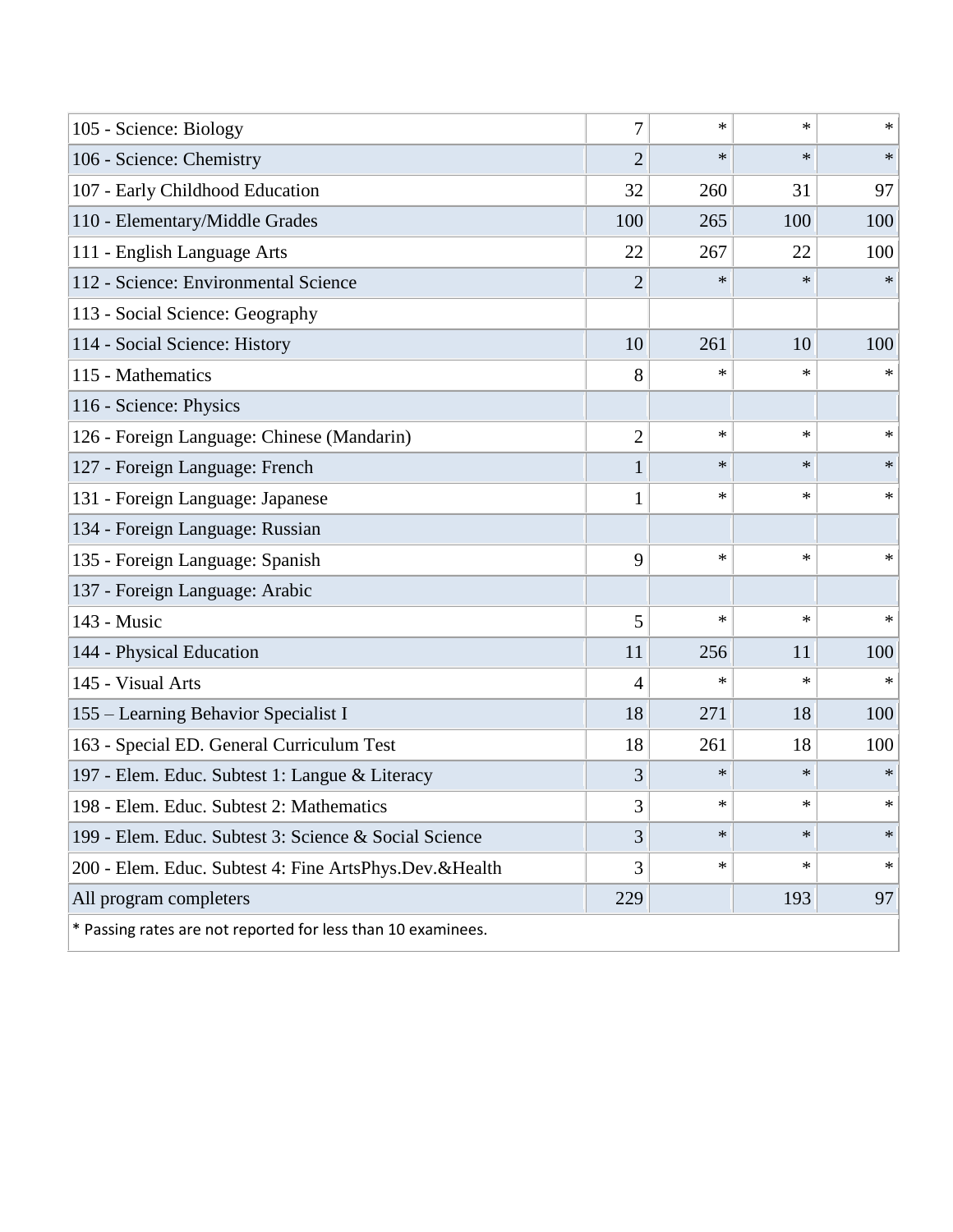| | | | | |
|---|---|---|---|---|
| 105 - Science: Biology | 7 | * | * | * |
| 106 - Science: Chemistry | 2 | * | * | * |
| 107 - Early Childhood Education | 32 | 260 | 31 | 97 |
| 110 - Elementary/Middle Grades | 100 | 265 | 100 | 100 |
| 111 - English Language Arts | 22 | 267 | 22 | 100 |
| 112 - Science: Environmental Science | 2 | * | * | * |
| 113 - Social Science: Geography | | | | |
| 114 - Social Science: History | 10 | 261 | 10 | 100 |
| 115 - Mathematics | 8 | * | * | * |
| 116 - Science: Physics | | | | |
| 126 - Foreign Language: Chinese (Mandarin) | 2 | * | * | * |
| 127 - Foreign Language: French | 1 | * | * | * |
| 131 - Foreign Language: Japanese | 1 | * | * | * |
| 134 - Foreign Language: Russian | | | | |
| 135 - Foreign Language: Spanish | 9 | * | * | * |
| 137 - Foreign Language: Arabic | | | | |
| 143 - Music | 5 | * | * | * |
| 144 - Physical Education | 11 | 256 | 11 | 100 |
| 145 - Visual Arts | 4 | * | * | * |
| 155 – Learning Behavior Specialist I | 18 | 271 | 18 | 100 |
| 163 - Special ED. General Curriculum Test | 18 | 261 | 18 | 100 |
| 197 - Elem. Educ. Subtest 1: Langue & Literacy | 3 | * | * | * |
| 198 - Elem. Educ. Subtest 2: Mathematics | 3 | * | * | * |
| 199 - Elem. Educ. Subtest 3: Science & Social Science | 3 | * | * | * |
| 200 - Elem. Educ. Subtest 4: Fine ArtsPhys.Dev.&Health | 3 | * | * | * |
| All program completers | 229 | | 193 | 97 |

* Passing rates are not reported for less than 10 examinees.